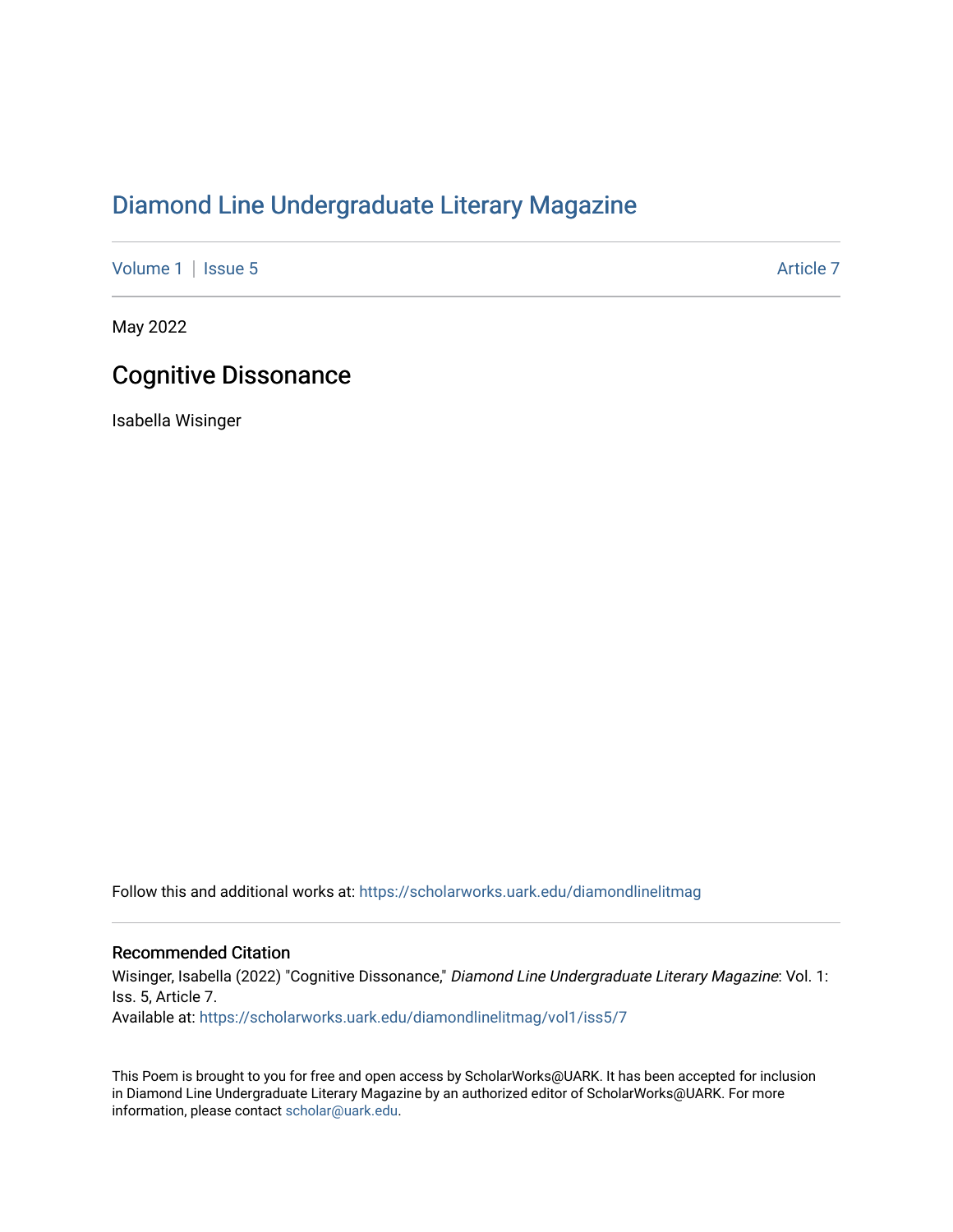# Diamond Line Undergraduate Literary Magazine

Volume 1 | Issue 5 Article 7

May 2022

## Cognitive Dissonance

Isabella Wisinger

Follow this and additional works at: https://scholarworks.uark.edu/diamondlinelitmag

### Recommended Citation

Wisinger, Isabella (2022) "Cognitive Dissonance," *Diamond Line Undergraduate Literary Magazine*: Vol. 1: Iss. 5, Article 7.
Available at: https://scholarworks.uark.edu/diamondlinelitmag/vol1/iss5/7

This Poem is brought to you for free and open access by ScholarWorks@UARK. It has been accepted for inclusion in Diamond Line Undergraduate Literary Magazine by an authorized editor of ScholarWorks@UARK. For more information, please contact scholar@uark.edu.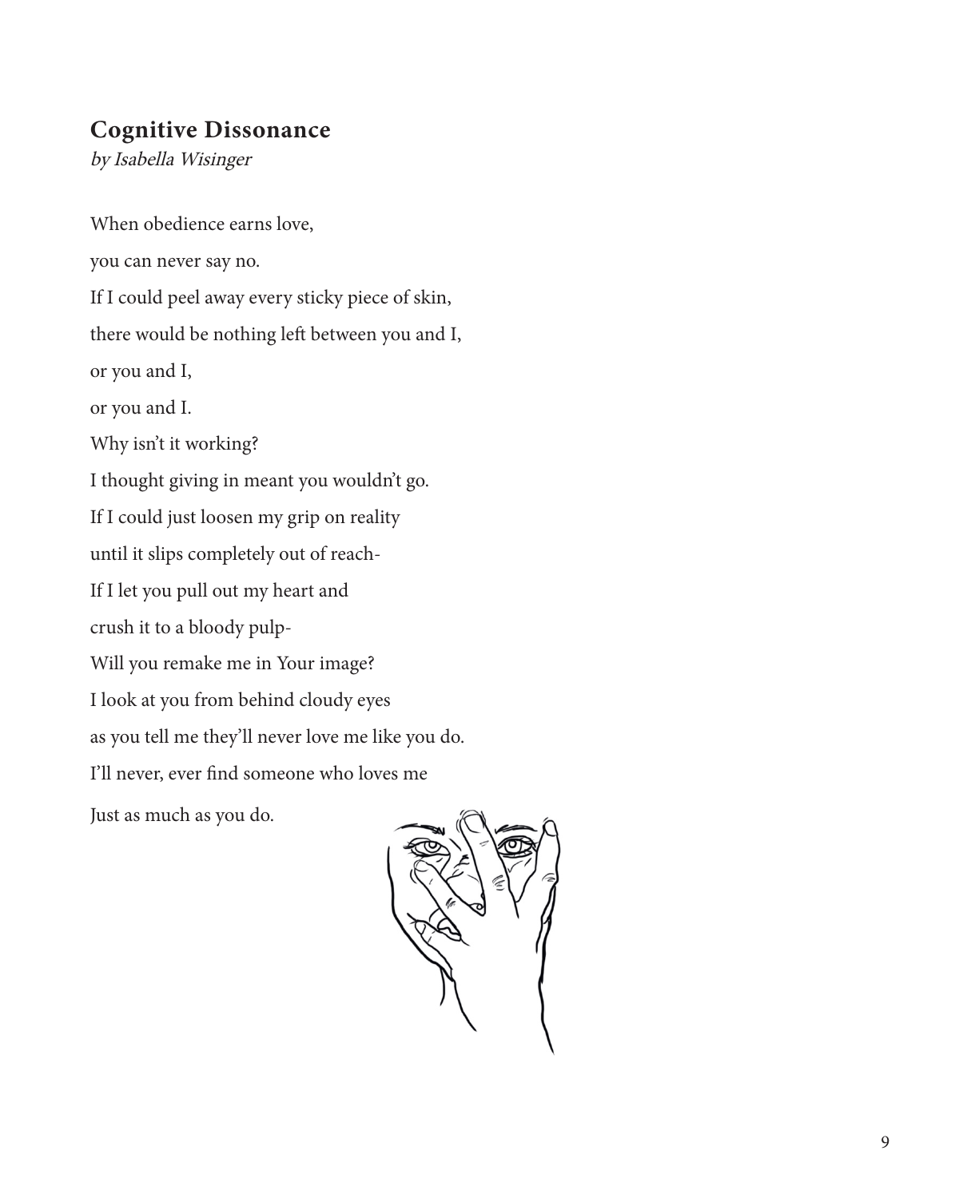## Cognitive Dissonance

*by Isabella Wisinger*

When obedience earns love,

you can never say no.

If I could peel away every sticky piece of skin,

there would be nothing left between you and I,

or you and I,

or you and I.

Why isn't it working?

I thought giving in meant you wouldn't go.

If I could just loosen my grip on reality

until it slips completely out of reach-

If I let you pull out my heart and

crush it to a bloody pulp-

Will you remake me in Your image?

I look at you from behind cloudy eyes

as you tell me they'll never love me like you do.

I'll never, ever find someone who loves me

Just as much as you do.